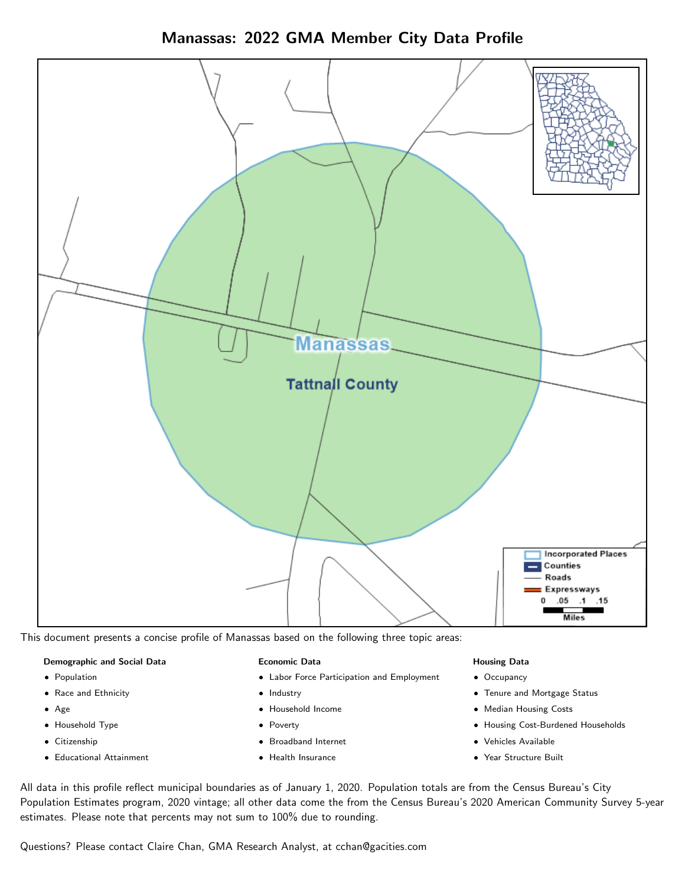# Manassas: 2022 GMA Member City Data Profile

This document presents a concise profile of Manassas based on the following three topic areas:

**Demographic and Social Data**

- Population
- Race and Ethnicity
- Age
- Household Type
- Citizenship
- Educational Attainment

**Economic Data**

- Labor Force Participation and Employment
- Industry
- Household Income
- Poverty
- Broadband Internet
- Health Insurance

**Housing Data**

- Occupancy
- Tenure and Mortgage Status
- Median Housing Costs
- Housing Cost-Burdened Households
- Vehicles Available
- Year Structure Built

All data in this profile reflect municipal boundaries as of January 1, 2020. Population totals are from the Census Bureau's City Population Estimates program, 2020 vintage; all other data come the from the Census Bureau's 2020 American Community Survey 5-year estimates. Please note that percents may not sum to 100% due to rounding.

Questions? Please contact Claire Chan, GMA Research Analyst, at cchan@gacities.com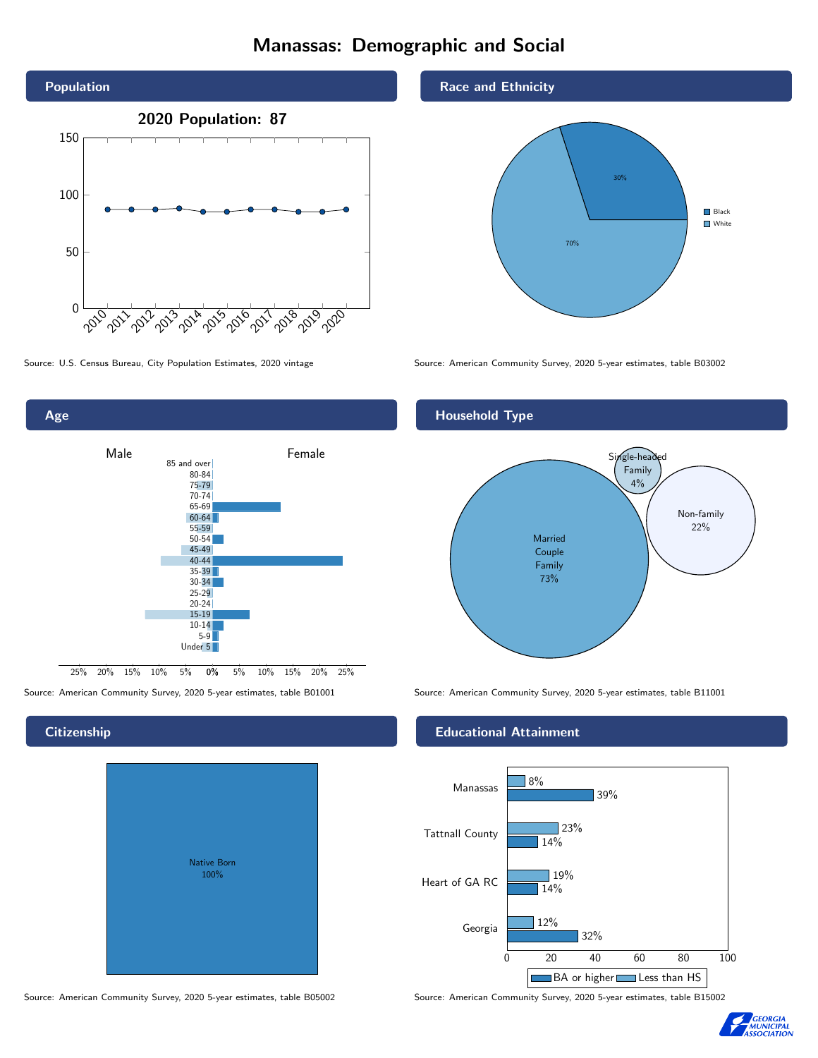# Manassas: Demographic and Social

## Population

**2020 Population: 87**

Source: U.S. Census Bureau, City Population Estimates, 2020 vintage

## Race and Ethnicity

| Race | Percent |
|---|---|
| Black | 30% |
| White | 70% |

Source: American Community Survey, 2020 5-year estimates, table B03002

## Age

Source: American Community Survey, 2020 5-year estimates, table B01001

## Household Type

| Household Type | Percent |
|---|---|
| Married Couple Family | 73% |
| Single-headed Family | 4% |
| Non-family | 22% |

Source: American Community Survey, 2020 5-year estimates, table B11001

## Citizenship

Native Born 100%

Source: American Community Survey, 2020 5-year estimates, table B05002

## Educational Attainment

| | Less than HS | BA or higher |
|---|---|---|
| Manassas | 8% | 39% |
| Tattnall County | 23% | 14% |
| Heart of GA RC | 19% | 14% |
| Georgia | 12% | 32% |

Source: American Community Survey, 2020 5-year estimates, table B15002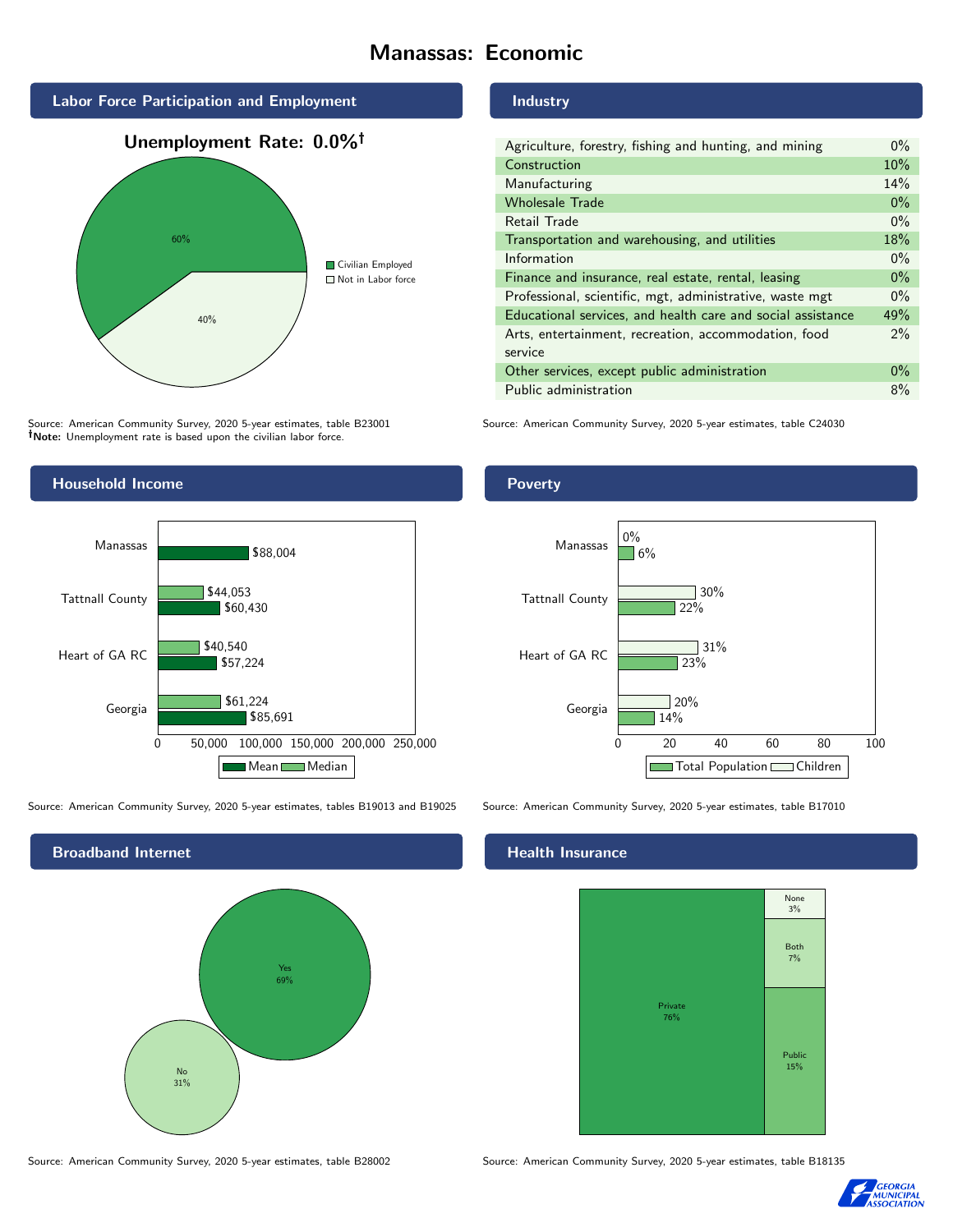# Manassas: Economic

## Labor Force Participation and Employment

**Unemployment Rate: 0.0%†**

| Category | Percent |
|---|---|
| Civilian Employed | 60% |
| Not in Labor force | 40% |

Source: American Community Survey, 2020 5-year estimates, table B23001
**†Note:** Unemployment rate is based upon the civilian labor force.

## Industry

| Industry | Percent |
|---|---|
| Agriculture, forestry, fishing and hunting, and mining | 0% |
| Construction | 10% |
| Manufacturing | 14% |
| Wholesale Trade | 0% |
| Retail Trade | 0% |
| Transportation and warehousing, and utilities | 18% |
| Information | 0% |
| Finance and insurance, real estate, rental, leasing | 0% |
| Professional, scientific, mgt, administrative, waste mgt | 0% |
| Educational services, and health care and social assistance | 49% |
| Arts, entertainment, recreation, accommodation, food service | 2% |
| Other services, except public administration | 0% |
| Public administration | 8% |

Source: American Community Survey, 2020 5-year estimates, table C24030

## Household Income

| Area | Median | Mean |
|---|---|---|
| Manassas | | $88,004 |
| Tattnall County | $44,053 | $60,430 |
| Heart of GA RC | $40,540 | $57,224 |
| Georgia | $61,224 | $85,691 |

Source: American Community Survey, 2020 5-year estimates, tables B19013 and B19025

## Poverty

| Area | Children | Total Population |
|---|---|---|
| Manassas | 0% | 6% |
| Tattnall County | 30% | 22% |
| Heart of GA RC | 31% | 23% |
| Georgia | 20% | 14% |

Source: American Community Survey, 2020 5-year estimates, table B17010

## Broadband Internet

| Response | Percent |
|---|---|
| Yes | 69% |
| No | 31% |

Source: American Community Survey, 2020 5-year estimates, table B28002

## Health Insurance

| Type | Percent |
|---|---|
| Private | 76% |
| Public | 15% |
| Both | 7% |
| None | 3% |

Source: American Community Survey, 2020 5-year estimates, table B18135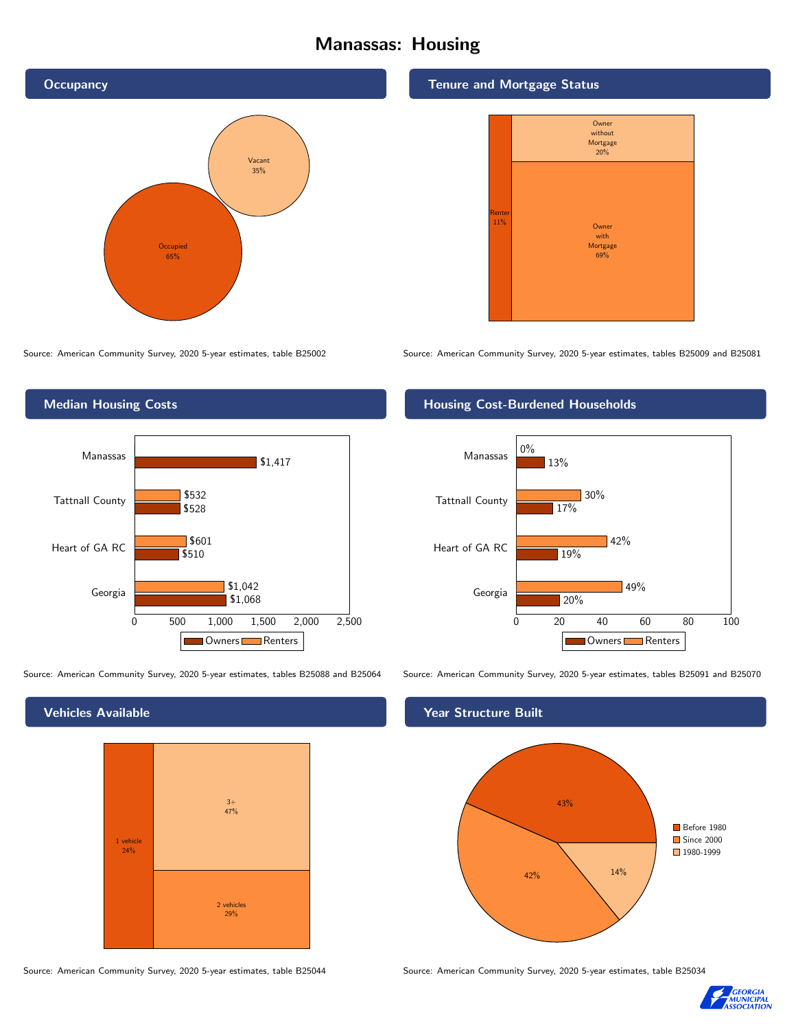# Manassas: Housing

## Occupancy

Vacant
35%

Occupied
65%

Source: American Community Survey, 2020 5-year estimates, table B25002

## Tenure and Mortgage Status

Owner
without
Mortgage
20%

Renter
11%

Owner
with
Mortgage
69%

Source: American Community Survey, 2020 5-year estimates, tables B25009 and B25081

## Median Housing Costs

Manassas
$1,417

Tattnall County
$532
$528

Heart of GA RC
$601
$510

Georgia
$1,042
$1,068

0
500
1,000
1,500
2,000
2,500

Owners
Renters

Source: American Community Survey, 2020 5-year estimates, tables B25088 and B25064

## Housing Cost-Burdened Households

Manassas
0%
13%

Tattnall County
30%
17%

Heart of GA RC
42%
19%

Georgia
49%
20%

0
20
40
60
80
100

Owners
Renters

Source: American Community Survey, 2020 5-year estimates, tables B25091 and B25070

## Vehicles Available

1 vehicle
24%

3+
47%

2 vehicles
29%

Source: American Community Survey, 2020 5-year estimates, table B25044

## Year Structure Built

43%
42%
14%

Before 1980
Since 2000
1980-1999

Source: American Community Survey, 2020 5-year estimates, table B25034

GEORGIA MUNICIPAL ASSOCIATION